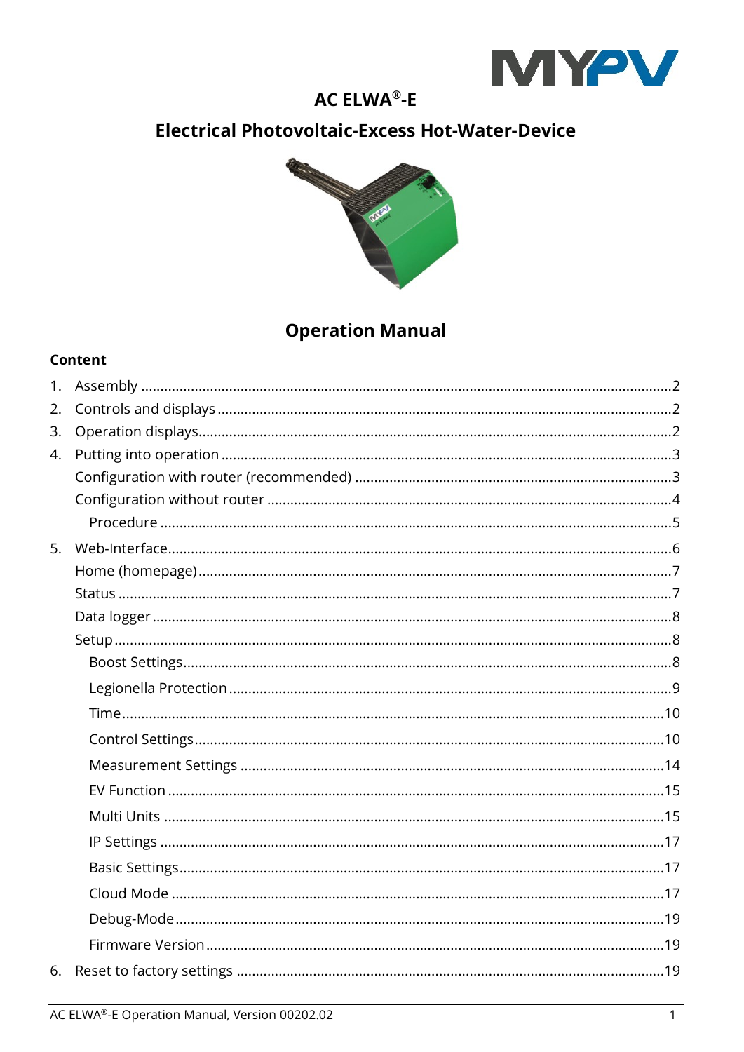# AC ELWA®-E

## Electrical Photovoltaic-Excess Hot-Water-Device

## Operation Manual

### Content

1. Assembly ..... 2
2. Controls and displays ..... 2
3. Operation displays ..... 2
4. Putting into operation ..... 3
   - Configuration with router (recommended) ..... 3
   - Configuration without router ..... 4
     - Procedure ..... 5
5. Web-Interface ..... 6
   - Home (homepage) ..... 7
   - Status ..... 7
   - Data logger ..... 8
   - Setup ..... 8
     - Boost Settings ..... 8
     - Legionella Protection ..... 9
     - Time ..... 10
     - Control Settings ..... 10
     - Measurement Settings ..... 14
     - EV Function ..... 15
     - Multi Units ..... 15
     - IP Settings ..... 17
     - Basic Settings ..... 17
     - Cloud Mode ..... 17
     - Debug-Mode ..... 19
     - Firmware Version ..... 19
6. Reset to factory settings ..... 19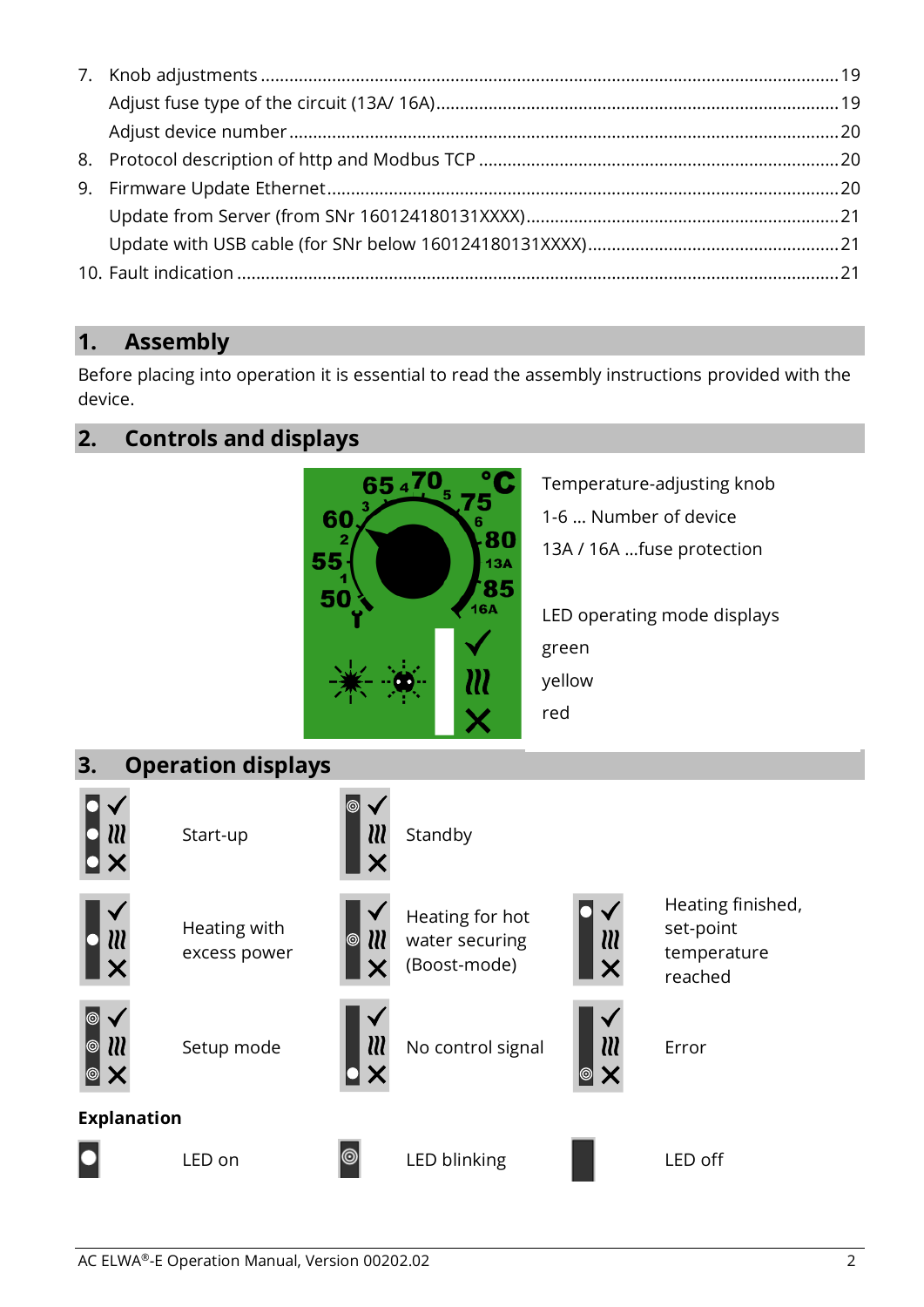7. Knob adjustments ........................................................................................................19
   Adjust fuse type of the circuit (13A/ 16A) .......................................................................19
   Adjust device number .......................................................................................................20
8. Protocol description of http and Modbus TCP ...................................................................20
9. Firmware Update Ethernet..................................................................................................20
   Update from Server (from SNr 160124180131XXXX).........................................................21
   Update with USB cable (for SNr below 160124180131XXXX)............................................21
10. Fault indication ..................................................................................................................21

# 1. Assembly

Before placing into operation it is essential to read the assembly instructions provided with the device.

# 2. Controls and displays

Temperature-adjusting knob

1-6 … Number of device

13A / 16A …fuse protection

LED operating mode displays

green

yellow

red

# 3. Operation displays

Start-up

Standby

Heating with excess power

Heating for hot water securing (Boost-mode)

Heating finished, set-point temperature reached

Setup mode

No control signal

Error

**Explanation**

LED on

LED blinking

LED off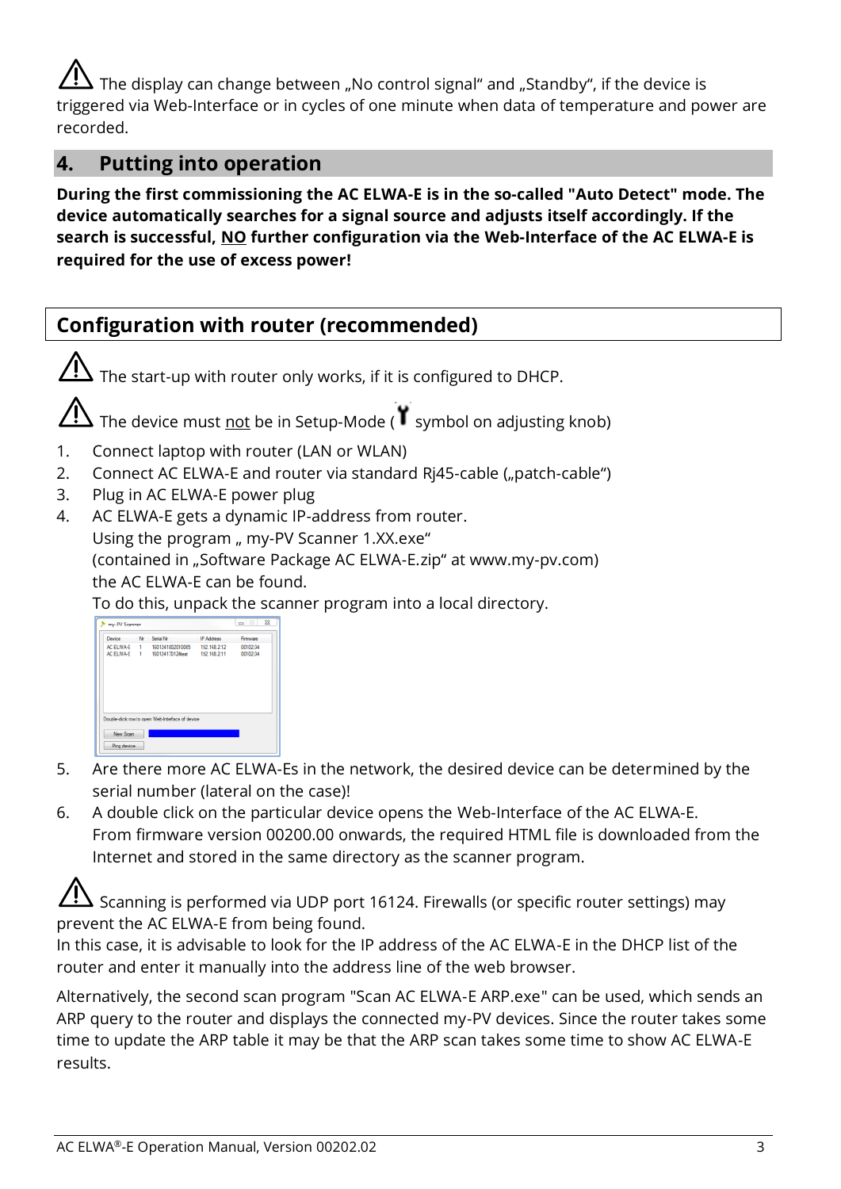⚠ The display can change between „No control signal“ and „Standby“, if the device is triggered via Web-Interface or in cycles of one minute when data of temperature and power are recorded.

## 4. Putting into operation

**During the first commissioning the AC ELWA-E is in the so-called "Auto Detect" mode. The device automatically searches for a signal source and adjusts itself accordingly. If the search is successful, NO further configuration via the Web-Interface of the AC ELWA-E is required for the use of excess power!**

## Configuration with router (recommended)

⚠ The start-up with router only works, if it is configured to DHCP.

⚠ The device must not be in Setup-Mode (symbol on adjusting knob)

1. Connect laptop with router (LAN or WLAN)
2. Connect AC ELWA-E and router via standard Rj45-cable („patch-cable“)
3. Plug in AC ELWA-E power plug
4. AC ELWA-E gets a dynamic IP-address from router.
   Using the program „ my-PV Scanner 1.XX.exe“
   (contained in „Software Package AC ELWA-E.zip“ at www.my-pv.com)
   the AC ELWA-E can be found.
   To do this, unpack the scanner program into a local directory.
5. Are there more AC ELWA-Es in the network, the desired device can be determined by the serial number (lateral on the case)!
6. A double click on the particular device opens the Web-Interface of the AC ELWA-E.
   From firmware version 00200.00 onwards, the required HTML file is downloaded from the Internet and stored in the same directory as the scanner program.

⚠ Scanning is performed via UDP port 16124. Firewalls (or specific router settings) may prevent the AC ELWA-E from being found.
In this case, it is advisable to look for the IP address of the AC ELWA-E in the DHCP list of the router and enter it manually into the address line of the web browser.

Alternatively, the second scan program "Scan AC ELWA-E ARP.exe" can be used, which sends an ARP query to the router and displays the connected my-PV devices. Since the router takes some time to update the ARP table it may be that the ARP scan takes some time to show AC ELWA-E results.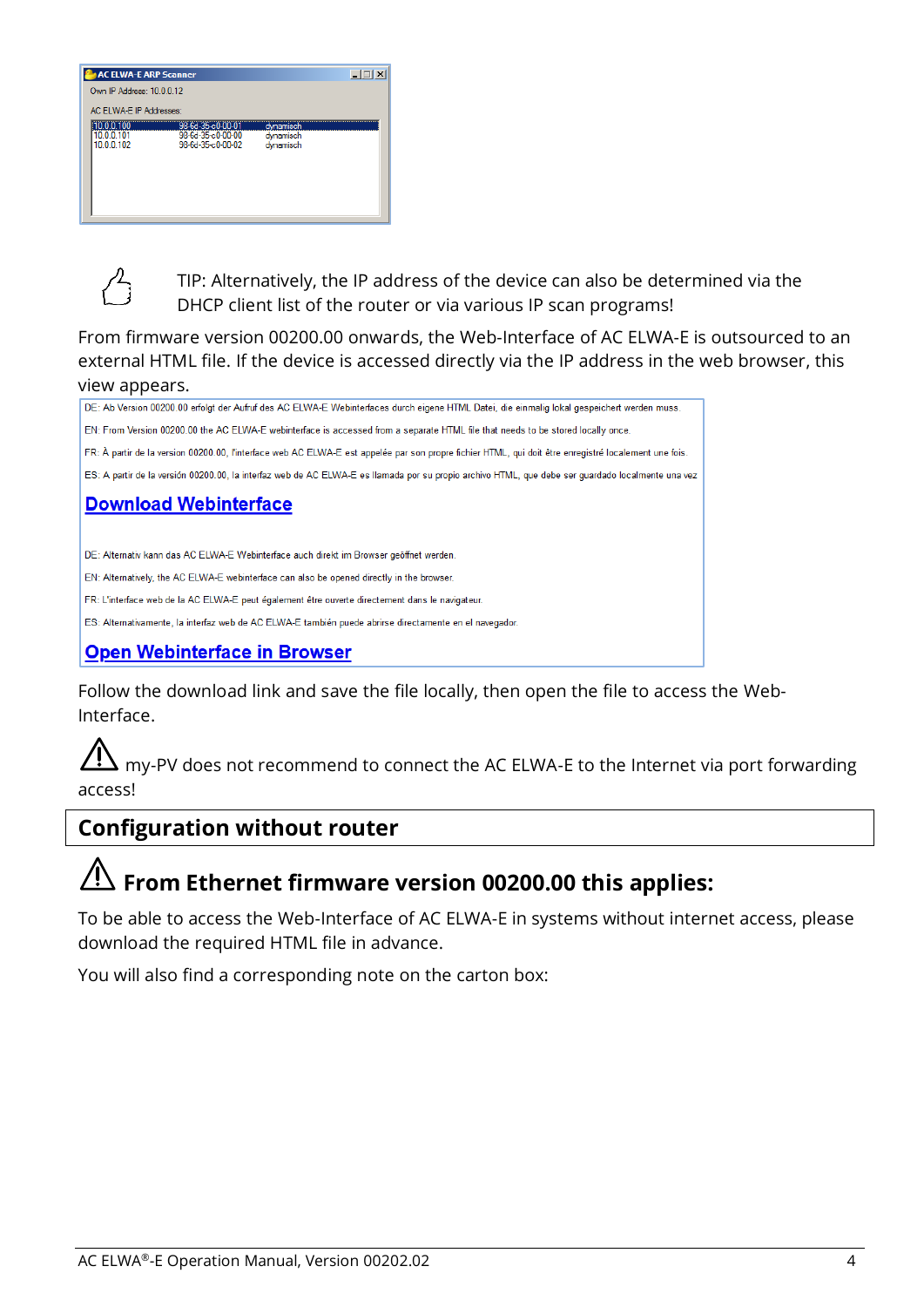AC ELWA-E ARP Scanner

Own IP Address: 10.0.0.12

AC ELWA-E IP Addresses:

| | | |
|---|---|---|
| 10.0.0.100 | 98-6d-35-c0-00-01 | dynamisch |
| 10.0.0.101 | 98-6d-35-c0-00-00 | dynamisch |
| 10.0.0.102 | 98-6d-35-c0-00-02 | dynamisch |

TIP: Alternatively, the IP address of the device can also be determined via the DHCP client list of the router or via various IP scan programs!

From firmware version 00200.00 onwards, the Web-Interface of AC ELWA-E is outsourced to an external HTML file. If the device is accessed directly via the IP address in the web browser, this view appears.

DE: Ab Version 00200.00 erfolgt der Aufruf des AC ELWA-E Webinterfaces durch eigene HTML Datei, die einmalig lokal gespeichert werden muss.

EN: From Version 00200.00 the AC ELWA-E webinterface is accessed from a separate HTML file that needs to be stored locally once.

FR: À partir de la version 00200.00, l'interface web AC ELWA-E est appelée par son propre fichier HTML, qui doit être enregistré localement une fois.

ES: A partir de la versión 00200.00, la interfaz web de AC ELWA-E es llamada por su propio archivo HTML, que debe ser guardado localmente una vez

**Download Webinterface**

DE: Alternativ kann das AC ELWA-E Webinterface auch direkt im Browser geöffnet werden.

EN: Alternatively, the AC ELWA-E webinterface can also be opened directly in the browser.

FR: L'interface web de la AC ELWA-E peut également être ouverte directement dans le navigateur.

ES: Alternativamente, la interfaz web de AC ELWA-E también puede abrirse directamente en el navegador.

**Open Webinterface in Browser**

Follow the download link and save the file locally, then open the file to access the Web-Interface.

⚠ my-PV does not recommend to connect the AC ELWA-E to the Internet via port forwarding access!

## Configuration without router

### ⚠ From Ethernet firmware version 00200.00 this applies:

To be able to access the Web-Interface of AC ELWA-E in systems without internet access, please download the required HTML file in advance.

You will also find a corresponding note on the carton box: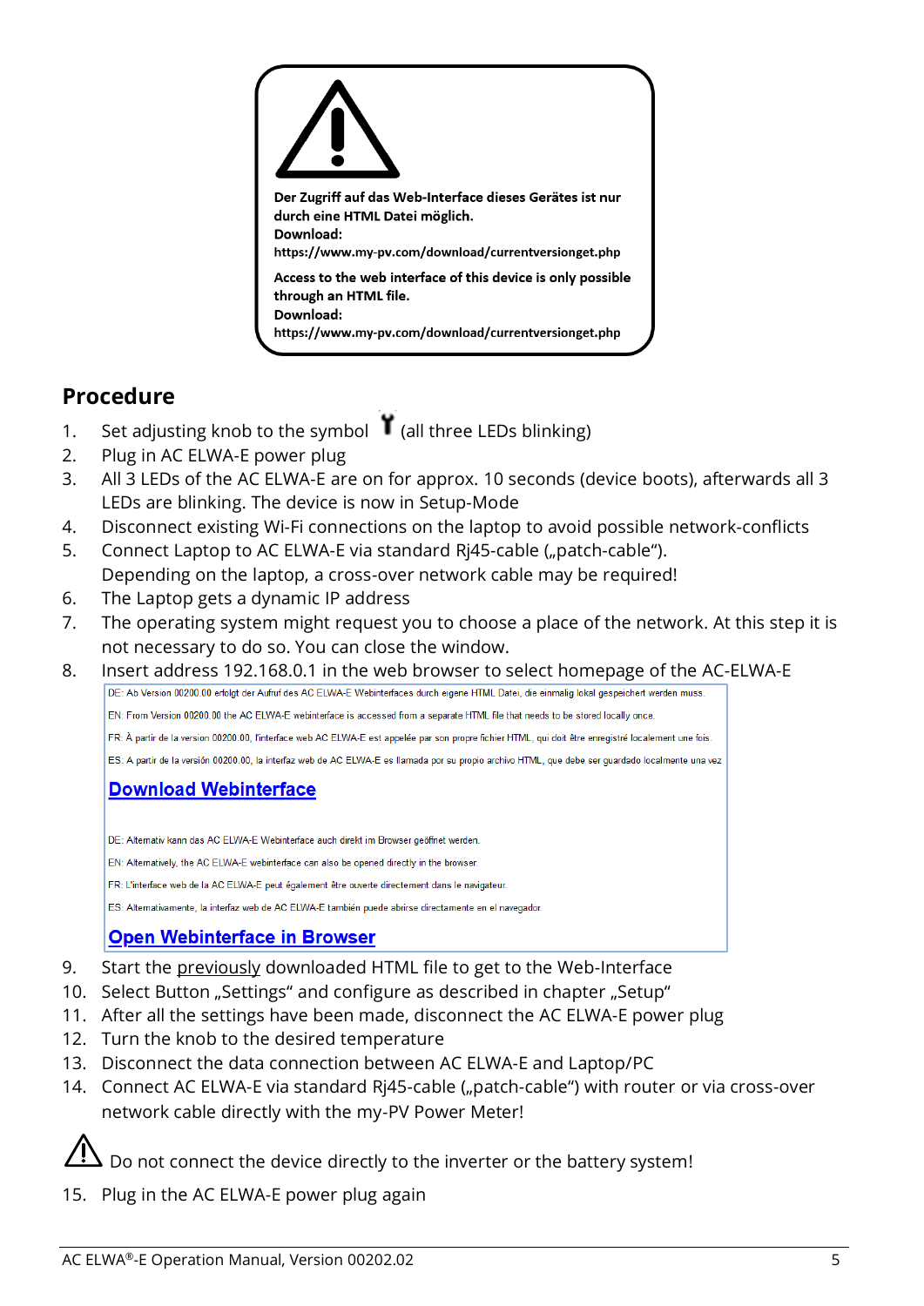Der Zugriff auf das Web-Interface dieses Gerätes ist nur durch eine HTML Datei möglich.
**Download:**
https://www.my-pv.com/download/currentversionget.php

**Access to the web interface of this device is only possible through an HTML file.**
**Download:**
https://www.my-pv.com/download/currentversionget.php

## Procedure

1. Set adjusting knob to the symbol (all three LEDs blinking)
2. Plug in AC ELWA-E power plug
3. All 3 LEDs of the AC ELWA-E are on for approx. 10 seconds (device boots), afterwards all 3 LEDs are blinking. The device is now in Setup-Mode
4. Disconnect existing Wi-Fi connections on the laptop to avoid possible network-conflicts
5. Connect Laptop to AC ELWA-E via standard Rj45-cable („patch-cable“). Depending on the laptop, a cross-over network cable may be required!
6. The Laptop gets a dynamic IP address
7. The operating system might request you to choose a place of the network. At this step it is not necessary to do so. You can close the window.
8. Insert address 192.168.0.1 in the web browser to select homepage of the AC-ELWA-E

   DE: Ab Version 00200.00 erfolgt der Aufruf des AC ELWA-E Webinterfaces durch eigene HTML Datei, die einmalig lokal gespeichert werden muss.

   EN: From Version 00200.00 the AC ELWA-E webinterface is accessed from a separate HTML file that needs to be stored locally once.

   FR: À partir de la version 00200.00, l'interface web AC ELWA-E est appelée par son propre fichier HTML, qui doit être enregistré localement une fois.

   ES: A partir de la versión 00200.00, la interfaz web de AC ELWA-E es llamada por su propio archivo HTML, que debe ser guardado localmente una vez

   **Download Webinterface**

   DE: Alternativ kann das AC ELWA-E Webinterface auch direkt im Browser geöffnet werden.

   EN: Alternatively, the AC ELWA-E webinterface can also be opened directly in the browser.

   FR: L'interface web de la AC ELWA-E peut également être ouverte directement dans le navigateur.

   ES: Alternativamente, la interfaz web de AC ELWA-E también puede abrirse directamente en el navegador.

   **Open Webinterface in Browser**

9. Start the previously downloaded HTML file to get to the Web-Interface
10. Select Button „Settings“ and configure as described in chapter „Setup“
11. After all the settings have been made, disconnect the AC ELWA-E power plug
12. Turn the knob to the desired temperature
13. Disconnect the data connection between AC ELWA-E and Laptop/PC
14. Connect AC ELWA-E via standard Rj45-cable („patch-cable“) with router or via cross-over network cable directly with the my-PV Power Meter!

⚠ Do not connect the device directly to the inverter or the battery system!

15. Plug in the AC ELWA-E power plug again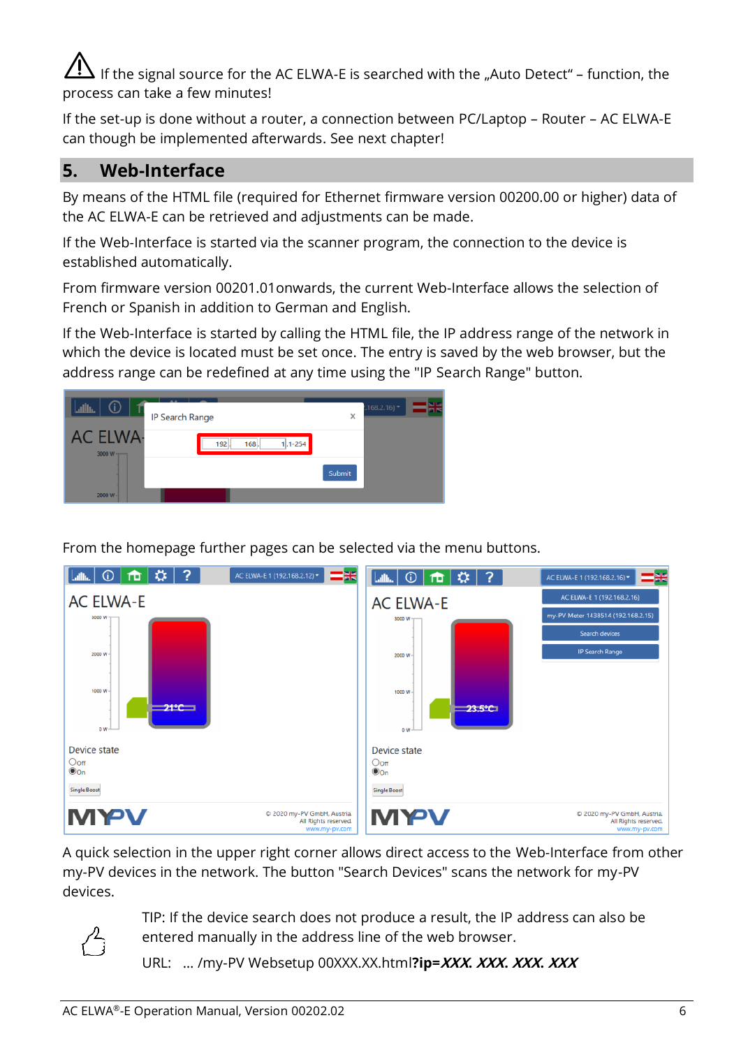⚠ If the signal source for the AC ELWA-E is searched with the „Auto Detect“ – function, the process can take a few minutes!

If the set-up is done without a router, a connection between PC/Laptop – Router – AC ELWA-E can though be implemented afterwards. See next chapter!

## 5. Web-Interface

By means of the HTML file (required for Ethernet firmware version 00200.00 or higher) data of the AC ELWA-E can be retrieved and adjustments can be made.

If the Web-Interface is started via the scanner program, the connection to the device is established automatically.

From firmware version 00201.01onwards, the current Web-Interface allows the selection of French or Spanish in addition to German and English.

If the Web-Interface is started by calling the HTML file, the IP address range of the network in which the device is located must be set once. The entry is saved by the web browser, but the address range can be redefined at any time using the "IP Search Range" button.

From the homepage further pages can be selected via the menu buttons.

A quick selection in the upper right corner allows direct access to the Web-Interface from other my-PV devices in the network. The button "Search Devices" scans the network for my-PV devices.

TIP: If the device search does not produce a result, the IP address can also be entered manually in the address line of the web browser.

URL: ... /my-PV Websetup 00XXX.XX.html**?ip=*XXX. XXX. XXX. XXX***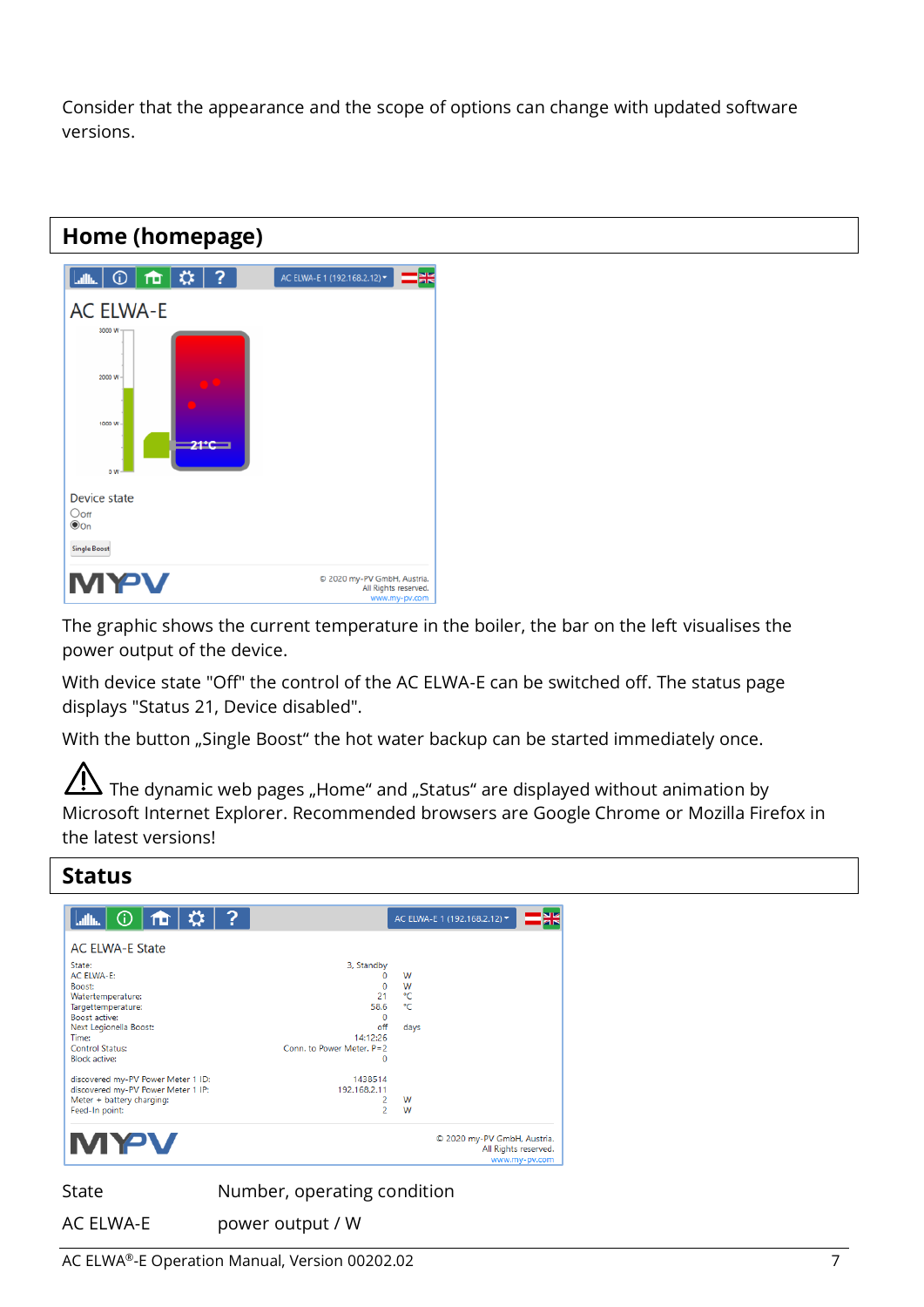Consider that the appearance and the scope of options can change with updated software versions.

## Home (homepage)

The graphic shows the current temperature in the boiler, the bar on the left visualises the power output of the device.

With device state "Off" the control of the AC ELWA-E can be switched off. The status page displays "Status 21, Device disabled".

With the button „Single Boost" the hot water backup can be started immediately once.

⚠ The dynamic web pages „Home" and „Status" are displayed without animation by Microsoft Internet Explorer. Recommended browsers are Google Chrome or Mozilla Firefox in the latest versions!

## Status

| | |
|---|---|
| State | Number, operating condition |
| AC ELWA-E | power output / W |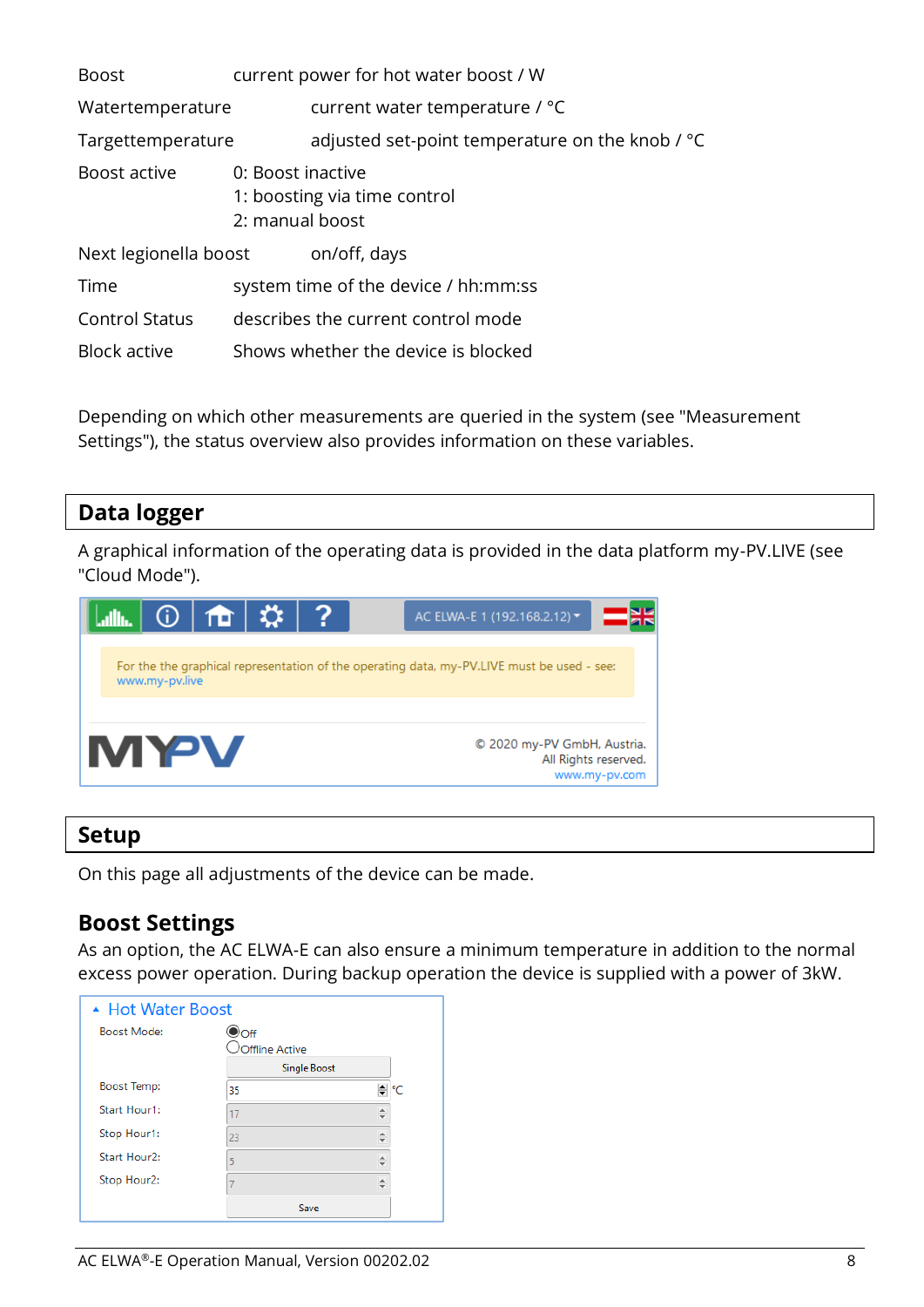| | |
|---|---|
| Boost | current power for hot water boost / W |
| Watertemperature | current water temperature / °C |
| Targettemperature | adjusted set-point temperature on the knob / °C |
| Boost active | 0: Boost inactive<br>1: boosting via time control<br>2: manual boost |
| Next legionella boost | on/off, days |
| Time | system time of the device / hh:mm:ss |
| Control Status | describes the current control mode |
| Block active | Shows whether the device is blocked |

Depending on which other measurements are queried in the system (see "Measurement Settings"), the status overview also provides information on these variables.

# Data logger

A graphical information of the operating data is provided in the data platform my-PV.LIVE (see "Cloud Mode").

AC ELWA-E 1 (192.168.2.12)

For the the graphical representation of the operating data, my-PV.LIVE must be used - see: www.my-pv.live

© 2020 my-PV GmbH, Austria. All Rights reserved. www.my-pv.com

# Setup

On this page all adjustments of the device can be made.

## Boost Settings

As an option, the AC ELWA-E can also ensure a minimum temperature in addition to the normal excess power operation. During backup operation the device is supplied with a power of 3kW.

Hot Water Boost

| | |
|---|---|
| Boost Mode: | Off / Offline Active / Single Boost |
| Boost Temp: | 35 °C |
| Start Hour1: | 17 |
| Stop Hour1: | 23 |
| Start Hour2: | 5 |
| Stop Hour2: | 7 |
| | Save |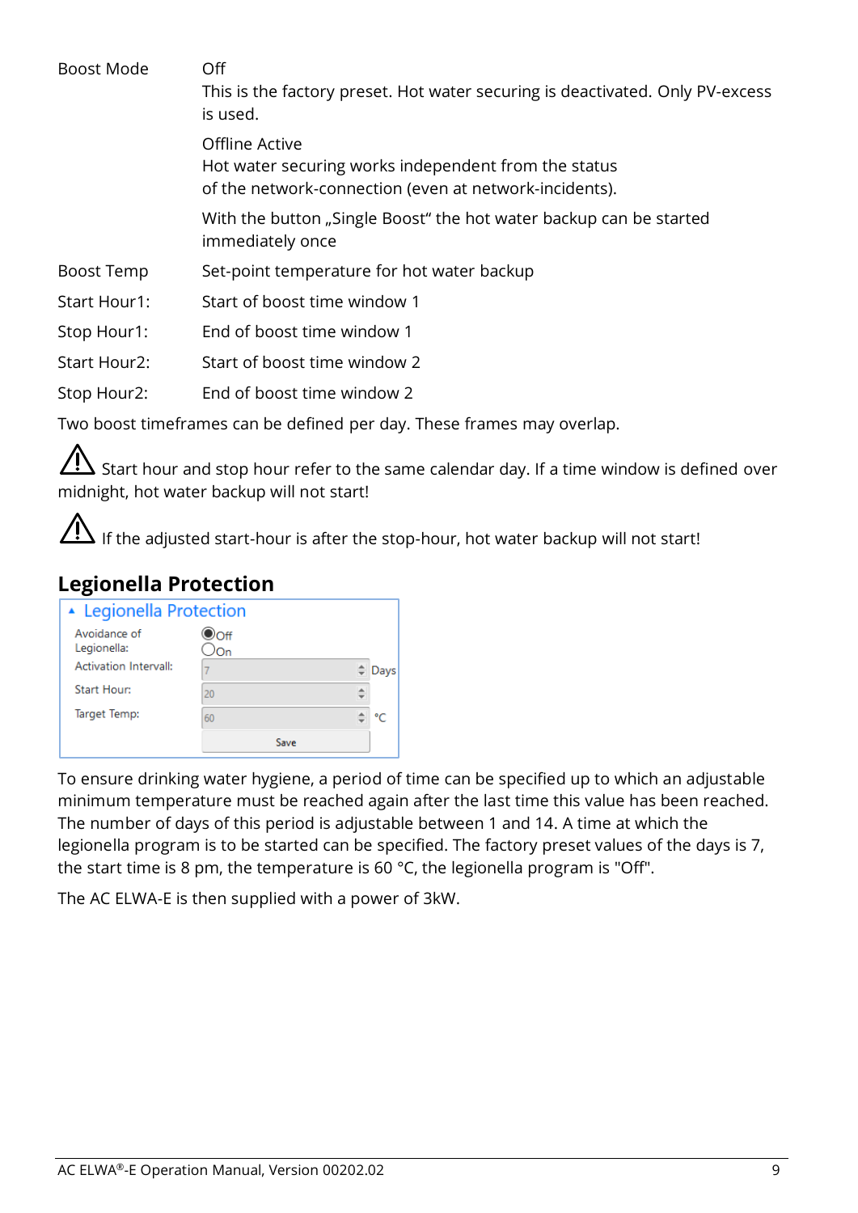| | |
|---|---|
| Boost Mode | Off<br>This is the factory preset. Hot water securing is deactivated. Only PV-excess is used. |
| | Offline Active<br>Hot water securing works independent from the status of the network-connection (even at network-incidents). |
| | With the button „Single Boost“ the hot water backup can be started immediately once |
| Boost Temp | Set-point temperature for hot water backup |
| Start Hour1: | Start of boost time window 1 |
| Stop Hour1: | End of boost time window 1 |
| Start Hour2: | Start of boost time window 2 |
| Stop Hour2: | End of boost time window 2 |

Two boost timeframes can be defined per day. These frames may overlap.

⚠ Start hour and stop hour refer to the same calendar day. If a time window is defined over midnight, hot water backup will not start!

⚠ If the adjusted start-hour is after the stop-hour, hot water backup will not start!

## Legionella Protection

**Legionella Protection**

| | | |
|---|---|---|
| Avoidance of Legionella: | ◉ Off ○ On | |
| Activation Intervall: | 7 | Days |
| Start Hour: | 20 | |
| Target Temp: | 60 | °C |
| | Save | |

To ensure drinking water hygiene, a period of time can be specified up to which an adjustable minimum temperature must be reached again after the last time this value has been reached. The number of days of this period is adjustable between 1 and 14. A time at which the legionella program is to be started can be specified. The factory preset values of the days is 7, the start time is 8 pm, the temperature is 60 °C, the legionella program is "Off".

The AC ELWA-E is then supplied with a power of 3kW.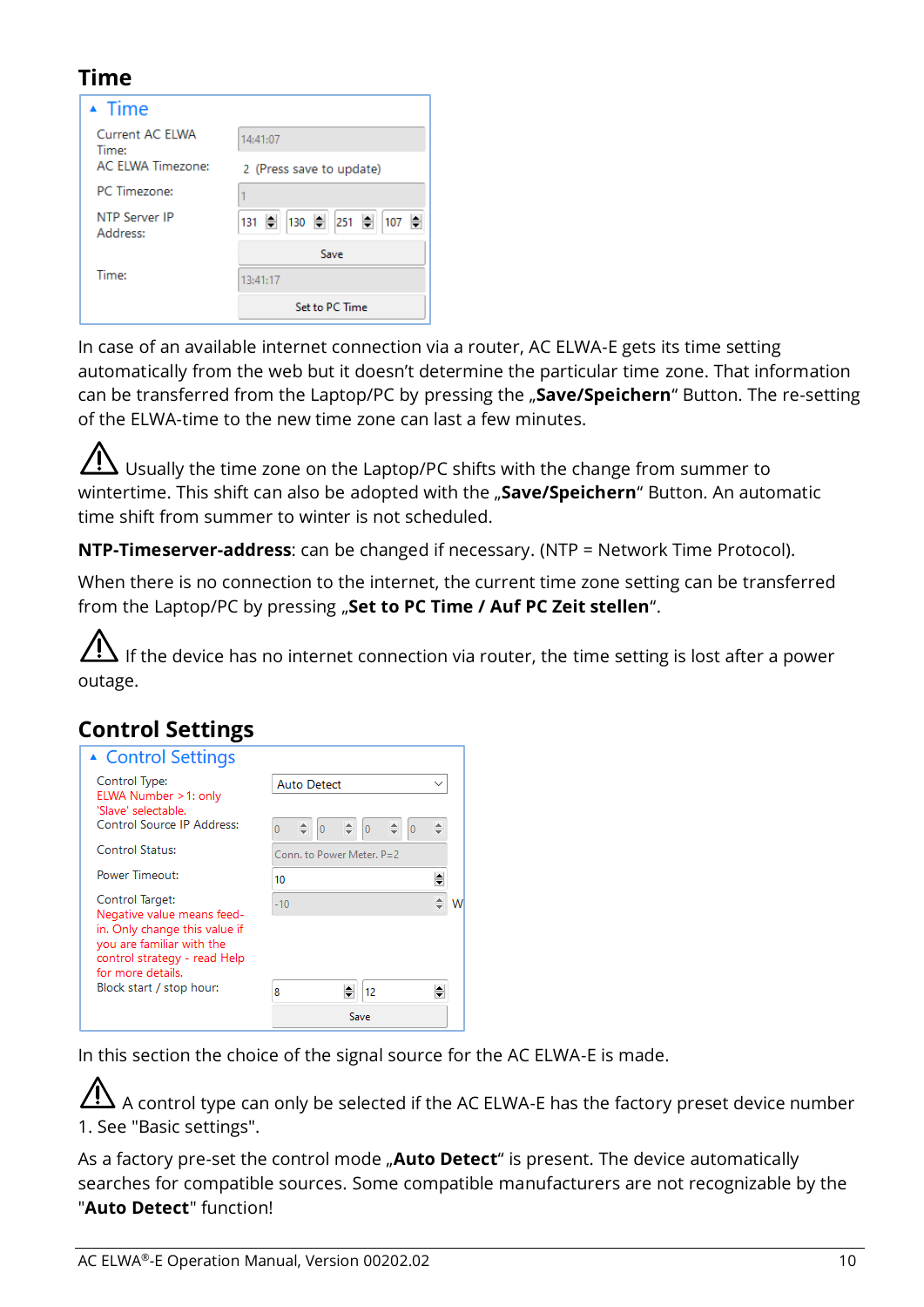## Time

**Time**

| | |
|---|---|
| Current AC ELWA Time: | 14:41:07 |
| AC ELWA Timezone: | 2 (Press save to update) |
| PC Timezone: | 1 |
| NTP Server IP Address: | 131 130 251 107 |
| | Save |
| Time: | 13:41:17 |
| | Set to PC Time |

In case of an available internet connection via a router, AC ELWA-E gets its time setting automatically from the web but it doesn't determine the particular time zone. That information can be transferred from the Laptop/PC by pressing the „**Save/Speichern**" Button. The re-setting of the ELWA-time to the new time zone can last a few minutes.

⚠ Usually the time zone on the Laptop/PC shifts with the change from summer to wintertime. This shift can also be adopted with the „**Save/Speichern**" Button. An automatic time shift from summer to winter is not scheduled.

**NTP-Timeserver-address**: can be changed if necessary. (NTP = Network Time Protocol).

When there is no connection to the internet, the current time zone setting can be transferred from the Laptop/PC by pressing „**Set to PC Time / Auf PC Zeit stellen**".

⚠ If the device has no internet connection via router, the time setting is lost after a power outage.

## Control Settings

**Control Settings**

| | |
|---|---|
| Control Type: ELWA Number >1: only 'Slave' selectable. | Auto Detect |
| Control Source IP Address: | 0 0 0 0 |
| Control Status: | Conn. to Power Meter. P=2 |
| Power Timeout: | 10 |
| Control Target: Negative value means feed-in. Only change this value if you are familiar with the control strategy - read Help for more details. | -10 W |
| Block start / stop hour: | 8 12 |
| | Save |

In this section the choice of the signal source for the AC ELWA-E is made.

⚠ A control type can only be selected if the AC ELWA-E has the factory preset device number 1. See "Basic settings".

As a factory pre-set the control mode „**Auto Detect**" is present. The device automatically searches for compatible sources. Some compatible manufacturers are not recognizable by the "**Auto Detect**" function!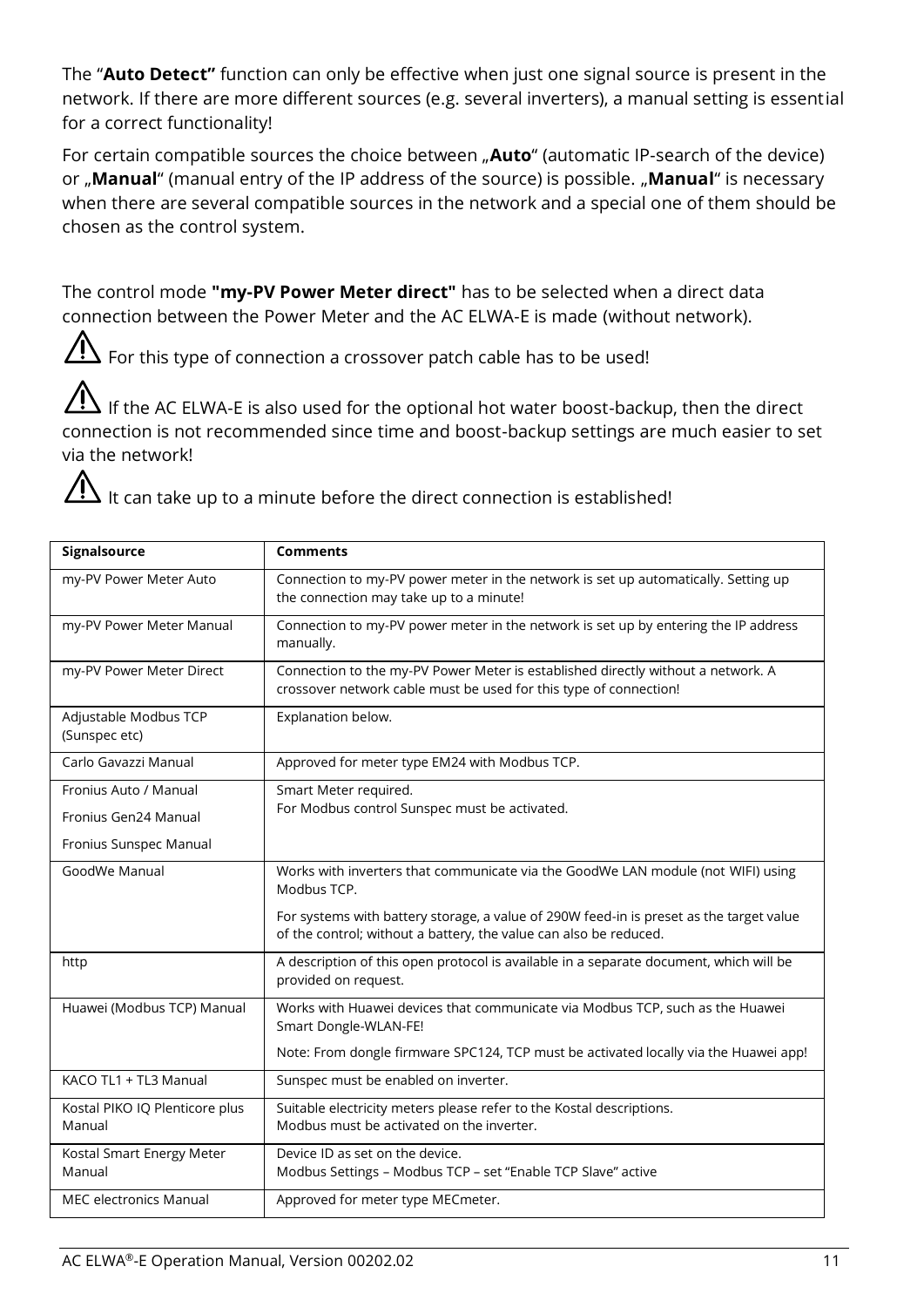The “**Auto Detect”** function can only be effective when just one signal source is present in the network. If there are more different sources (e.g. several inverters), a manual setting is essential for a correct functionality!

For certain compatible sources the choice between „**Auto**“ (automatic IP-search of the device) or „**Manual**“ (manual entry of the IP address of the source) is possible. „**Manual**“ is necessary when there are several compatible sources in the network and a special one of them should be chosen as the control system.

The control mode **"my-PV Power Meter direct"** has to be selected when a direct data connection between the Power Meter and the AC ELWA-E is made (without network).

⚠ For this type of connection a crossover patch cable has to be used!

⚠ If the AC ELWA-E is also used for the optional hot water boost-backup, then the direct connection is not recommended since time and boost-backup settings are much easier to set via the network!

⚠ It can take up to a minute before the direct connection is established!

| Signalsource | Comments |
|---|---|
| my-PV Power Meter Auto | Connection to my-PV power meter in the network is set up automatically. Setting up the connection may take up to a minute! |
| my-PV Power Meter Manual | Connection to my-PV power meter in the network is set up by entering the IP address manually. |
| my-PV Power Meter Direct | Connection to the my-PV Power Meter is established directly without a network. A crossover network cable must be used for this type of connection! |
| Adjustable Modbus TCP (Sunspec etc) | Explanation below. |
| Carlo Gavazzi Manual | Approved for meter type EM24 with Modbus TCP. |
| Fronius Auto / Manual<br>Fronius Gen24 Manual<br>Fronius Sunspec Manual | Smart Meter required.<br>For Modbus control Sunspec must be activated. |
| GoodWe Manual | Works with inverters that communicate via the GoodWe LAN module (not WIFI) using Modbus TCP.<br>For systems with battery storage, a value of 290W feed-in is preset as the target value of the control; without a battery, the value can also be reduced. |
| http | A description of this open protocol is available in a separate document, which will be provided on request. |
| Huawei (Modbus TCP) Manual | Works with Huawei devices that communicate via Modbus TCP, such as the Huawei Smart Dongle-WLAN-FE!<br>Note: From dongle firmware SPC124, TCP must be activated locally via the Huawei app! |
| KACO TL1 + TL3 Manual | Sunspec must be enabled on inverter. |
| Kostal PIKO IQ Plenticore plus Manual | Suitable electricity meters please refer to the Kostal descriptions.<br>Modbus must be activated on the inverter. |
| Kostal Smart Energy Meter Manual | Device ID as set on the device.<br>Modbus Settings – Modbus TCP – set “Enable TCP Slave” active |
| MEC electronics Manual | Approved for meter type MECmeter. |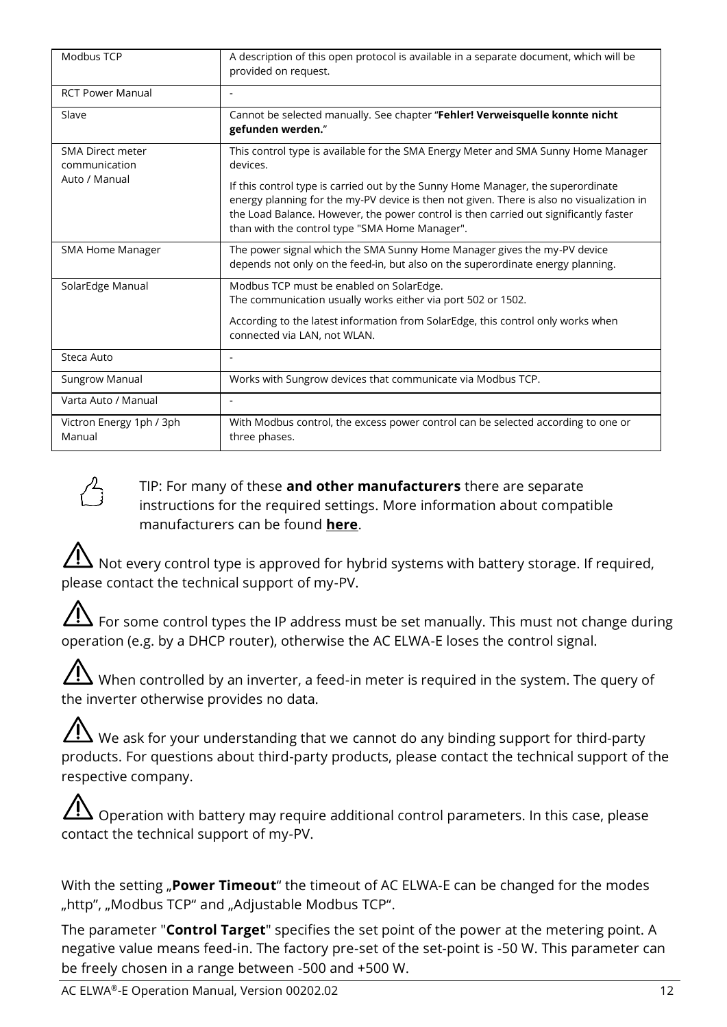| Modbus TCP | A description of this open protocol is available in a separate document, which will be provided on request. |
|---|---|
| RCT Power Manual | - |
| Slave | Cannot be selected manually. See chapter "**Fehler! Verweisquelle konnte nicht gefunden werden.**" |
| SMA Direct meter communication<br>Auto / Manual | This control type is available for the SMA Energy Meter and SMA Sunny Home Manager devices.<br><br>If this control type is carried out by the Sunny Home Manager, the superordinate energy planning for the my-PV device is then not given. There is also no visualization in the Load Balance. However, the power control is then carried out significantly faster than with the control type "SMA Home Manager". |
| SMA Home Manager | The power signal which the SMA Sunny Home Manager gives the my-PV device depends not only on the feed-in, but also on the superordinate energy planning. |
| SolarEdge Manual | Modbus TCP must be enabled on SolarEdge.<br>The communication usually works either via port 502 or 1502.<br><br>According to the latest information from SolarEdge, this control only works when connected via LAN, not WLAN. |
| Steca Auto | - |
| Sungrow Manual | Works with Sungrow devices that communicate via Modbus TCP. |
| Varta Auto / Manual | - |
| Victron Energy 1ph / 3ph Manual | With Modbus control, the excess power control can be selected according to one or three phases. |

TIP: For many of these **and other manufacturers** there are separate instructions for the required settings. More information about compatible manufacturers can be found **here**.

⚠ Not every control type is approved for hybrid systems with battery storage. If required, please contact the technical support of my-PV.

⚠ For some control types the IP address must be set manually. This must not change during operation (e.g. by a DHCP router), otherwise the AC ELWA-E loses the control signal.

⚠ When controlled by an inverter, a feed-in meter is required in the system. The query of the inverter otherwise provides no data.

⚠ We ask for your understanding that we cannot do any binding support for third-party products. For questions about third-party products, please contact the technical support of the respective company.

⚠ Operation with battery may require additional control parameters. In this case, please contact the technical support of my-PV.

With the setting „**Power Timeout**" the timeout of AC ELWA-E can be changed for the modes „http", „Modbus TCP" and „Adjustable Modbus TCP".

The parameter "**Control Target**" specifies the set point of the power at the metering point. A negative value means feed-in. The factory pre-set of the set-point is -50 W. This parameter can be freely chosen in a range between -500 and +500 W.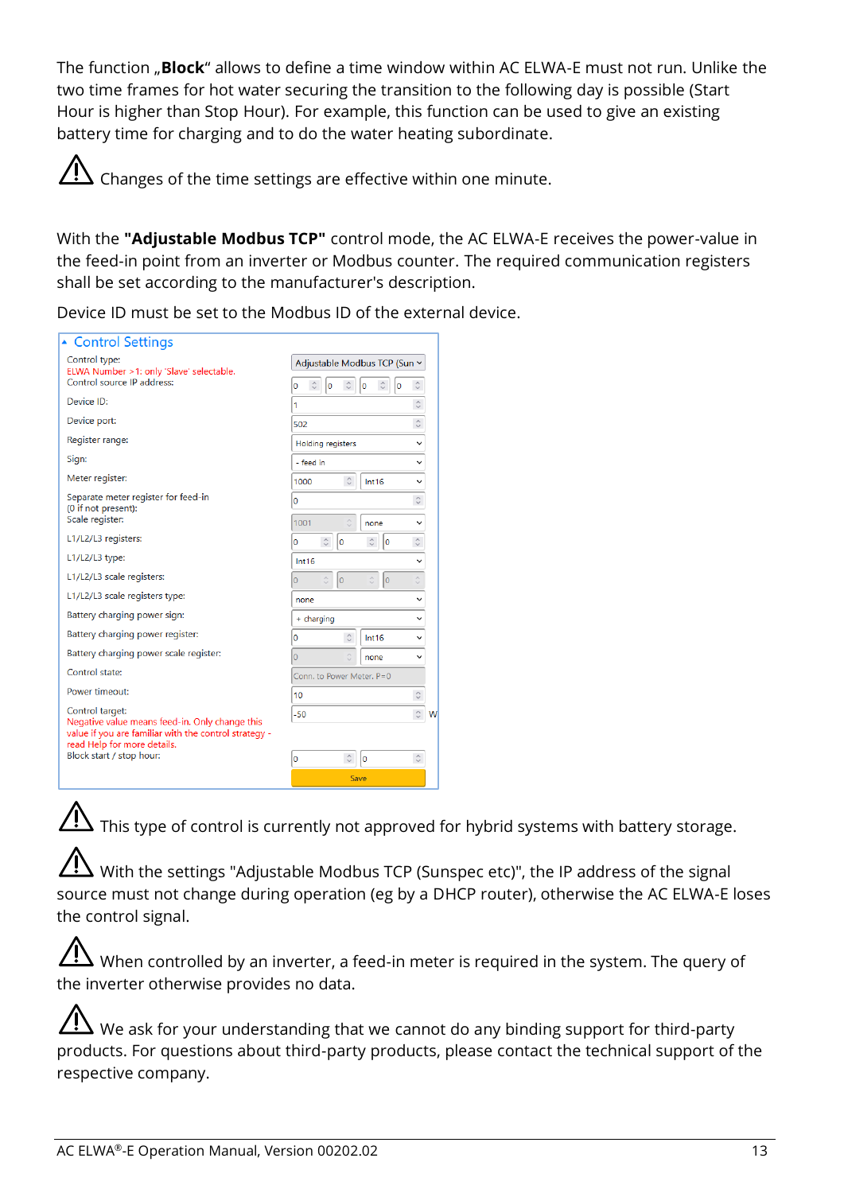The function „**Block**“ allows to define a time window within AC ELWA-E must not run. Unlike the two time frames for hot water securing the transition to the following day is possible (Start Hour is higher than Stop Hour). For example, this function can be used to give an existing battery time for charging and to do the water heating subordinate.

⚠ Changes of the time settings are effective within one minute.

With the **"Adjustable Modbus TCP"** control mode, the AC ELWA-E receives the power-value in the feed-in point from an inverter or Modbus counter. The required communication registers shall be set according to the manufacturer's description.

Device ID must be set to the Modbus ID of the external device.

**Control Settings**

| Setting | Value |
|---|---|
| Control type:<br>ELWA Number >1: only 'Slave' selectable. | Adjustable Modbus TCP (Sun |
| Control source IP address: | 0 . 0 . 0 . 0 |
| Device ID: | 1 |
| Device port: | 502 |
| Register range: | Holding registers |
| Sign: | - feed in |
| Meter register: | 1000 / Int16 |
| Separate meter register for feed-in (0 if not present): | 0 |
| Scale register: | 1001 / none |
| L1/L2/L3 registers: | 0 / 0 / 0 |
| L1/L2/L3 type: | Int16 |
| L1/L2/L3 scale registers: | 0 / 0 / 0 |
| L1/L2/L3 scale registers type: | none |
| Battery charging power sign: | + charging |
| Battery charging power register: | 0 / Int16 |
| Battery charging power scale register: | 0 / none |
| Control state: | Conn. to Power Meter. P=0 |
| Power timeout: | 10 |
| Control target:<br>Negative value means feed-in. Only change this value if you are familiar with the control strategy - read Help for more details. | -50 W |
| Block start / stop hour: | 0 / 0 |
| | Save |

⚠ This type of control is currently not approved for hybrid systems with battery storage.

⚠ With the settings "Adjustable Modbus TCP (Sunspec etc)", the IP address of the signal source must not change during operation (eg by a DHCP router), otherwise the AC ELWA-E loses the control signal.

⚠ When controlled by an inverter, a feed-in meter is required in the system. The query of the inverter otherwise provides no data.

⚠ We ask for your understanding that we cannot do any binding support for third-party products. For questions about third-party products, please contact the technical support of the respective company.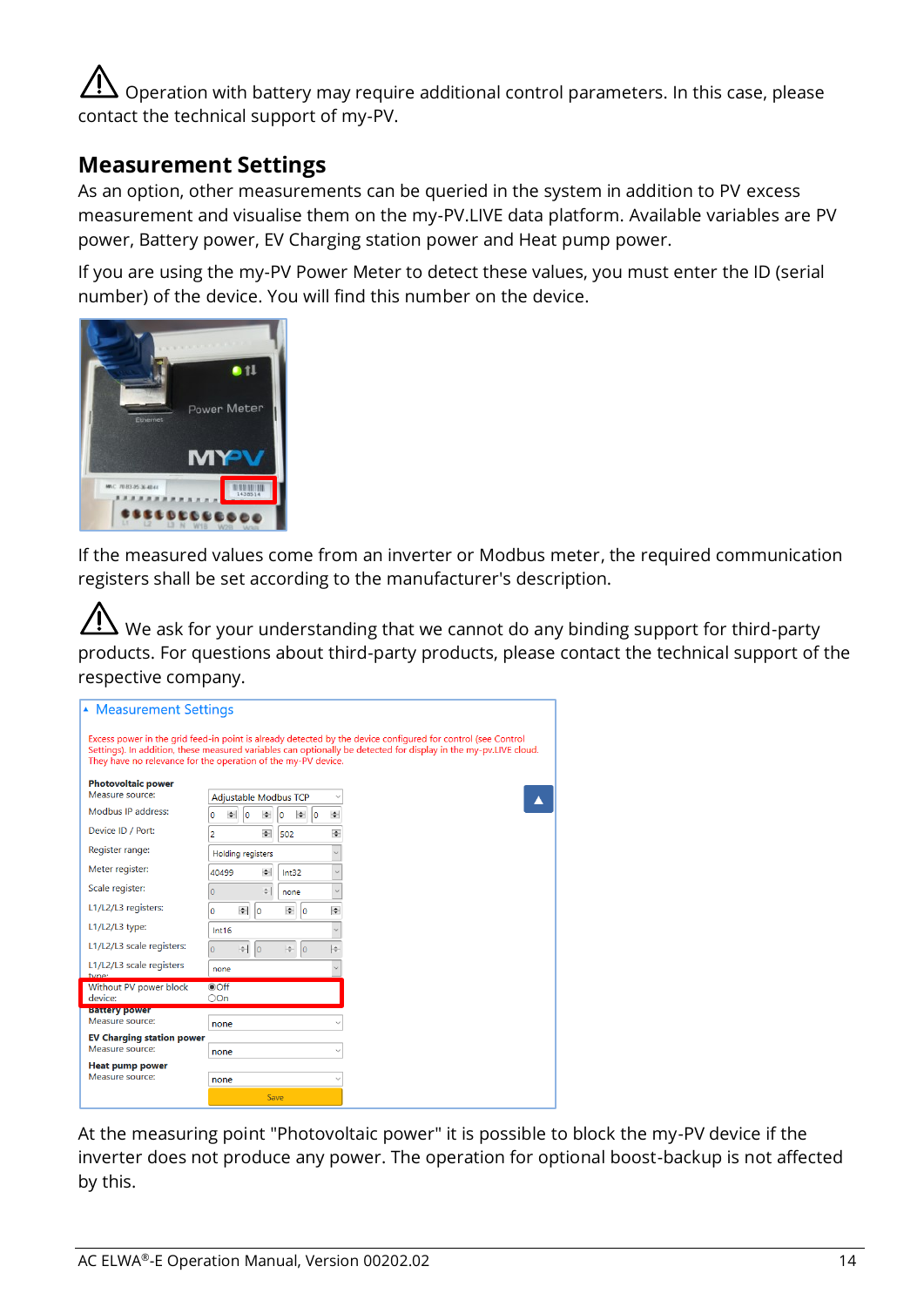⚠ Operation with battery may require additional control parameters. In this case, please contact the technical support of my-PV.

## Measurement Settings

As an option, other measurements can be queried in the system in addition to PV excess measurement and visualise them on the my-PV.LIVE data platform. Available variables are PV power, Battery power, EV Charging station power and Heat pump power.

If you are using the my-PV Power Meter to detect these values, you must enter the ID (serial number) of the device. You will find this number on the device.

If the measured values come from an inverter or Modbus meter, the required communication registers shall be set according to the manufacturer's description.

⚠ We ask for your understanding that we cannot do any binding support for third-party products. For questions about third-party products, please contact the technical support of the respective company.

At the measuring point "Photovoltaic power" it is possible to block the my-PV device if the inverter does not produce any power. The operation for optional boost-backup is not affected by this.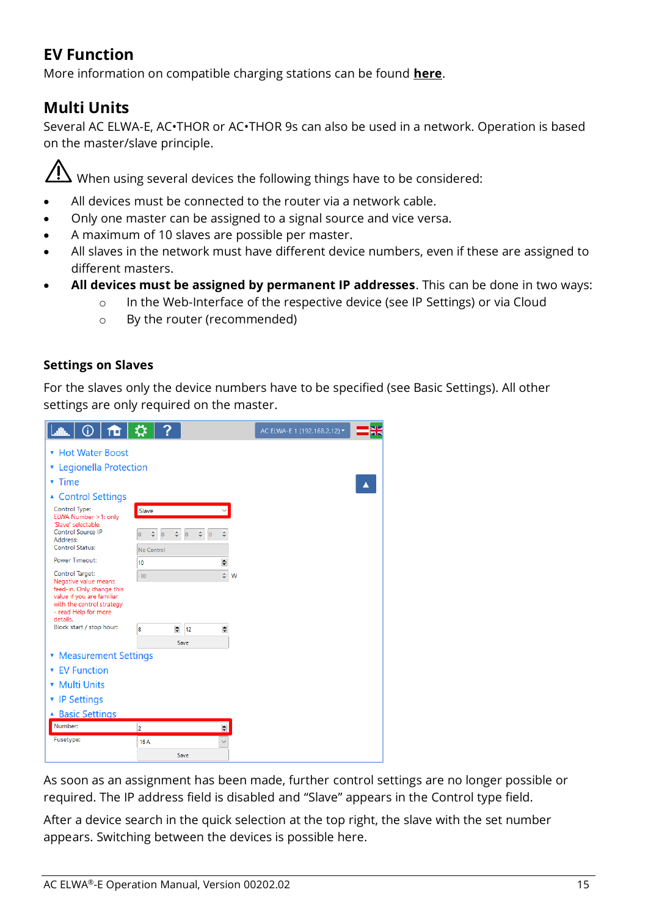## EV Function

More information on compatible charging stations can be found **here**.

## Multi Units

Several AC ELWA-E, AC•THOR or AC•THOR 9s can also be used in a network. Operation is based on the master/slave principle.

⚠ When using several devices the following things have to be considered:

- All devices must be connected to the router via a network cable.
- Only one master can be assigned to a signal source and vice versa.
- A maximum of 10 slaves are possible per master.
- All slaves in the network must have different device numbers, even if these are assigned to different masters.
- **All devices must be assigned by permanent IP addresses**. This can be done in two ways:
  - In the Web-Interface of the respective device (see IP Settings) or via Cloud
  - By the router (recommended)

### Settings on Slaves

For the slaves only the device numbers have to be specified (see Basic Settings). All other settings are only required on the master.

As soon as an assignment has been made, further control settings are no longer possible or required. The IP address field is disabled and "Slave" appears in the Control type field.

After a device search in the quick selection at the top right, the slave with the set number appears. Switching between the devices is possible here.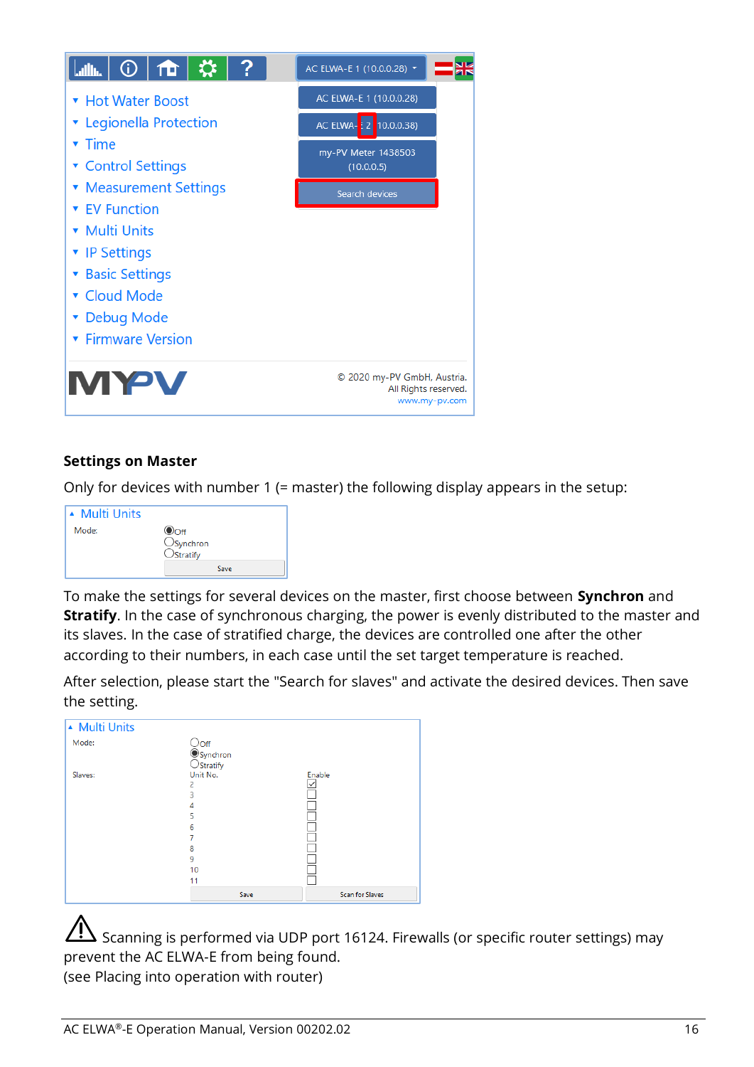## Settings on Master

Only for devices with number 1 (= master) the following display appears in the setup:

To make the settings for several devices on the master, first choose between **Synchron** and **Stratify**. In the case of synchronous charging, the power is evenly distributed to the master and its slaves. In the case of stratified charge, the devices are controlled one after the other according to their numbers, in each case until the set target temperature is reached.

After selection, please start the "Search for slaves" and activate the desired devices. Then save the setting.

⚠ Scanning is performed via UDP port 16124. Firewalls (or specific router settings) may prevent the AC ELWA-E from being found.
(see Placing into operation with router)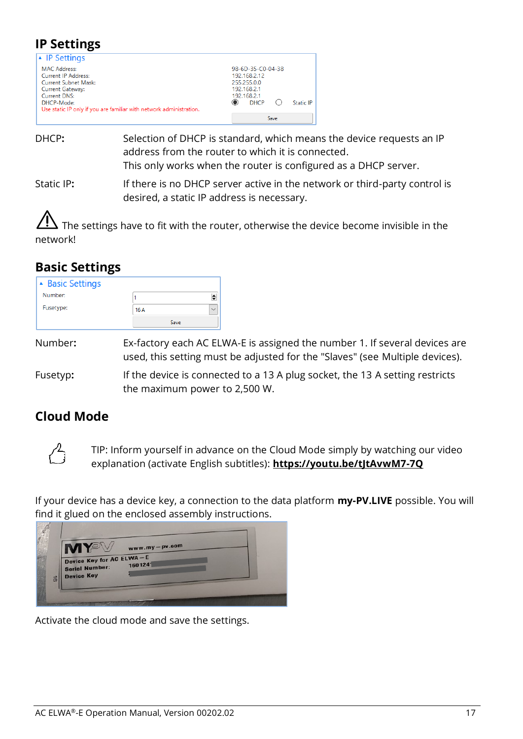## IP Settings

| IP Settings | |
|---|---|
| MAC Address: | 98-6D-35-C0-04-38 |
| Current IP Address: | 192.168.2.12 |
| Current Subnet Mask: | 255.255.0.0 |
| Current Gateway: | 192.168.2.1 |
| Current DNS: | 192.168.2.1 |
| DHCP-Mode: | DHCP / Static IP |

Use static IP only if you are familiar with network administration.

Save

DHCP: Selection of DHCP is standard, which means the device requests an IP address from the router to which it is connected.
This only works when the router is configured as a DHCP server.

Static IP: If there is no DHCP server active in the network or third-party control is desired, a static IP address is necessary.

⚠ The settings have to fit with the router, otherwise the device become invisible in the network!

## Basic Settings

| Basic Settings | |
|---|---|
| Number: | 1 |
| Fusetype: | 16 A |

Save

Number: Ex-factory each AC ELWA-E is assigned the number 1. If several devices are used, this setting must be adjusted for the "Slaves" (see Multiple devices).

Fusetyp: If the device is connected to a 13 A plug socket, the 13 A setting restricts the maximum power to 2,500 W.

## Cloud Mode

TIP: Inform yourself in advance on the Cloud Mode simply by watching our video explanation (activate English subtitles): **https://youtu.be/tJtAvwM7-7Q**

If your device has a device key, a connection to the data platform **my-PV.LIVE** possible. You will find it glued on the enclosed assembly instructions.

Activate the cloud mode and save the settings.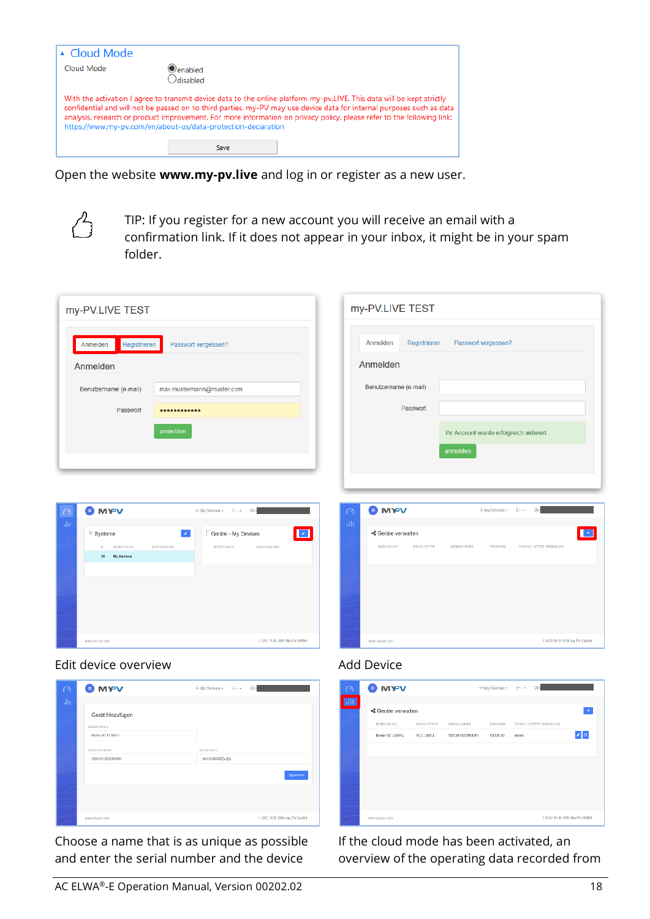Open the website **www.my-pv.live** and log in or register as a new user.

TIP: If you register for a new account you will receive an email with a confirmation link. If it does not appear in your inbox, it might be in your spam folder.

Edit device overview

Add Device

Choose a name that is as unique as possible and enter the serial number and the device

If the cloud mode has been activated, an overview of the operating data recorded from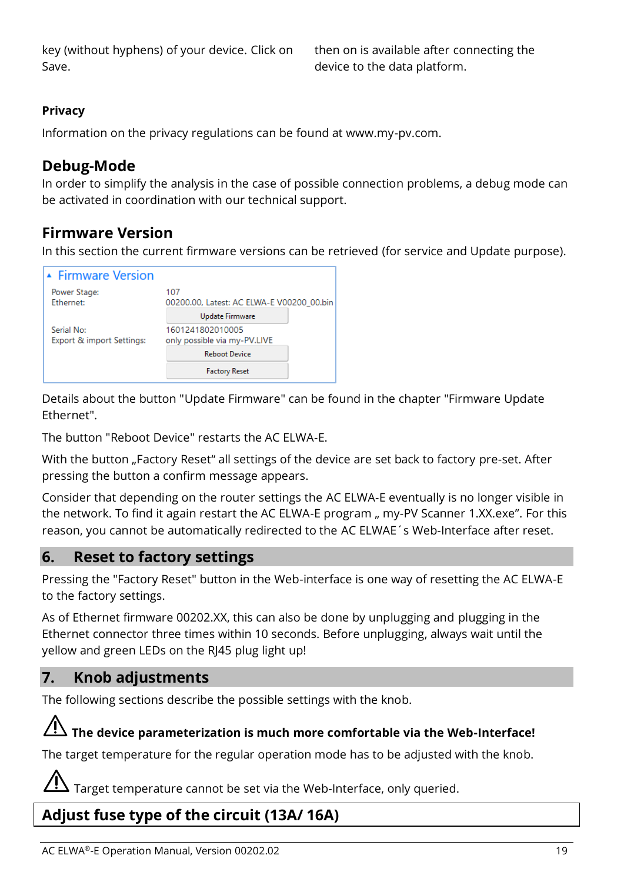key (without hyphens) of your device. Click on Save.

then on is available after connecting the device to the data platform.

**Privacy**

Information on the privacy regulations can be found at www.my-pv.com.

## Debug-Mode

In order to simplify the analysis in the case of possible connection problems, a debug mode can be activated in coordination with our technical support.

## Firmware Version

In this section the current firmware versions can be retrieved (for service and Update purpose).

**Firmware Version**

| | |
|---|---|
| Power Stage: | 107 |
| Ethernet: | 00200.00, Latest: AC ELWA-E V00200_00.bin |
| | Update Firmware |
| Serial No: | 1601241802010005 |
| Export & import Settings: | only possible via my-PV.LIVE |
| | Reboot Device |
| | Factory Reset |

Details about the button "Update Firmware" can be found in the chapter "Firmware Update Ethernet".

The button "Reboot Device" restarts the AC ELWA-E.

With the button „Factory Reset" all settings of the device are set back to factory pre-set. After pressing the button a confirm message appears.

Consider that depending on the router settings the AC ELWA-E eventually is no longer visible in the network. To find it again restart the AC ELWA-E program „ my-PV Scanner 1.XX.exe". For this reason, you cannot be automatically redirected to the AC ELWAE´s Web-Interface after reset.

# 6. Reset to factory settings

Pressing the "Factory Reset" button in the Web-interface is one way of resetting the AC ELWA-E to the factory settings.

As of Ethernet firmware 00202.XX, this can also be done by unplugging and plugging in the Ethernet connector three times within 10 seconds. Before unplugging, always wait until the yellow and green LEDs on the RJ45 plug light up!

# 7. Knob adjustments

The following sections describe the possible settings with the knob.

⚠ **The device parameterization is much more comfortable via the Web-Interface!**

The target temperature for the regular operation mode has to be adjusted with the knob.

⚠ Target temperature cannot be set via the Web-Interface, only queried.

## Adjust fuse type of the circuit (13A/ 16A)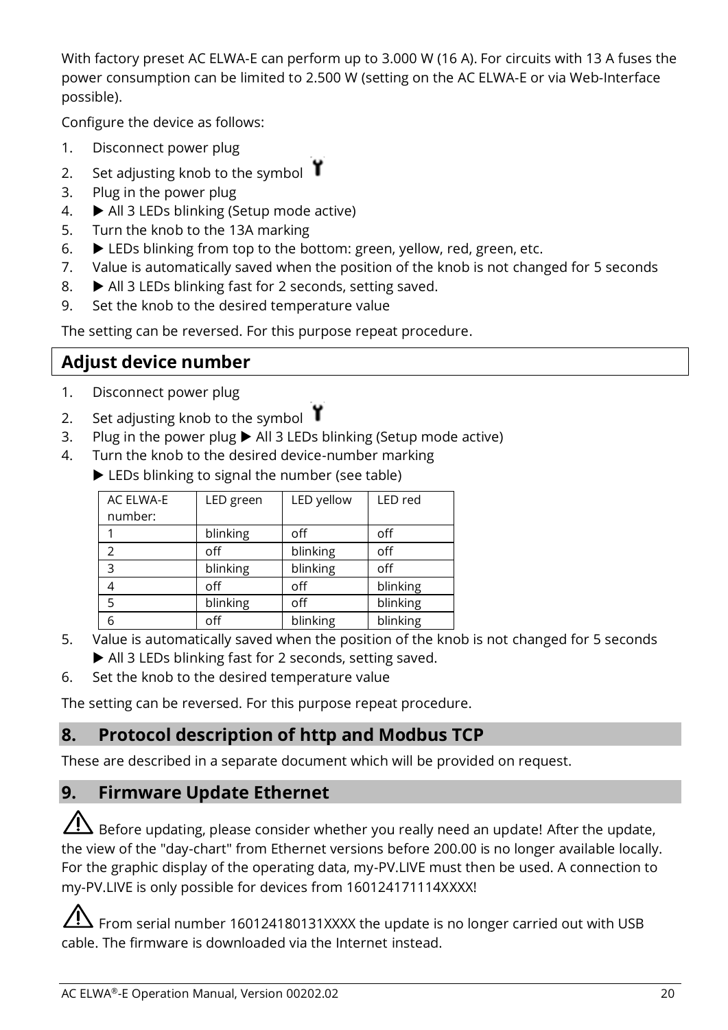With factory preset AC ELWA-E can perform up to 3.000 W (16 A). For circuits with 13 A fuses the power consumption can be limited to 2.500 W (setting on the AC ELWA-E or via Web-Interface possible).

Configure the device as follows:

1. Disconnect power plug
2. Set adjusting knob to the symbol 
3. Plug in the power plug
4. ▶ All 3 LEDs blinking (Setup mode active)
5. Turn the knob to the 13A marking
6. ▶ LEDs blinking from top to the bottom: green, yellow, red, green, etc.
7. Value is automatically saved when the position of the knob is not changed for 5 seconds
8. ▶ All 3 LEDs blinking fast for 2 seconds, setting saved.
9. Set the knob to the desired temperature value

The setting can be reversed. For this purpose repeat procedure.

## Adjust device number

1. Disconnect power plug
2. Set adjusting knob to the symbol 
3. Plug in the power plug ▶ All 3 LEDs blinking (Setup mode active)
4. Turn the knob to the desired device-number marking

   ▶ LEDs blinking to signal the number (see table)

| AC ELWA-E number: | LED green | LED yellow | LED red |
|---|---|---|---|
| 1 | blinking | off | off |
| 2 | off | blinking | off |
| 3 | blinking | blinking | off |
| 4 | off | off | blinking |
| 5 | blinking | off | blinking |
| 6 | off | blinking | blinking |

5. Value is automatically saved when the position of the knob is not changed for 5 seconds

   ▶ All 3 LEDs blinking fast for 2 seconds, setting saved.
6. Set the knob to the desired temperature value

The setting can be reversed. For this purpose repeat procedure.

## 8. Protocol description of http and Modbus TCP

These are described in a separate document which will be provided on request.

## 9. Firmware Update Ethernet

⚠ Before updating, please consider whether you really need an update! After the update, the view of the "day-chart" from Ethernet versions before 200.00 is no longer available locally. For the graphic display of the operating data, my-PV.LIVE must then be used. A connection to my-PV.LIVE is only possible for devices from 160124171114XXXX!

⚠ From serial number 160124180131XXXX the update is no longer carried out with USB cable. The firmware is downloaded via the Internet instead.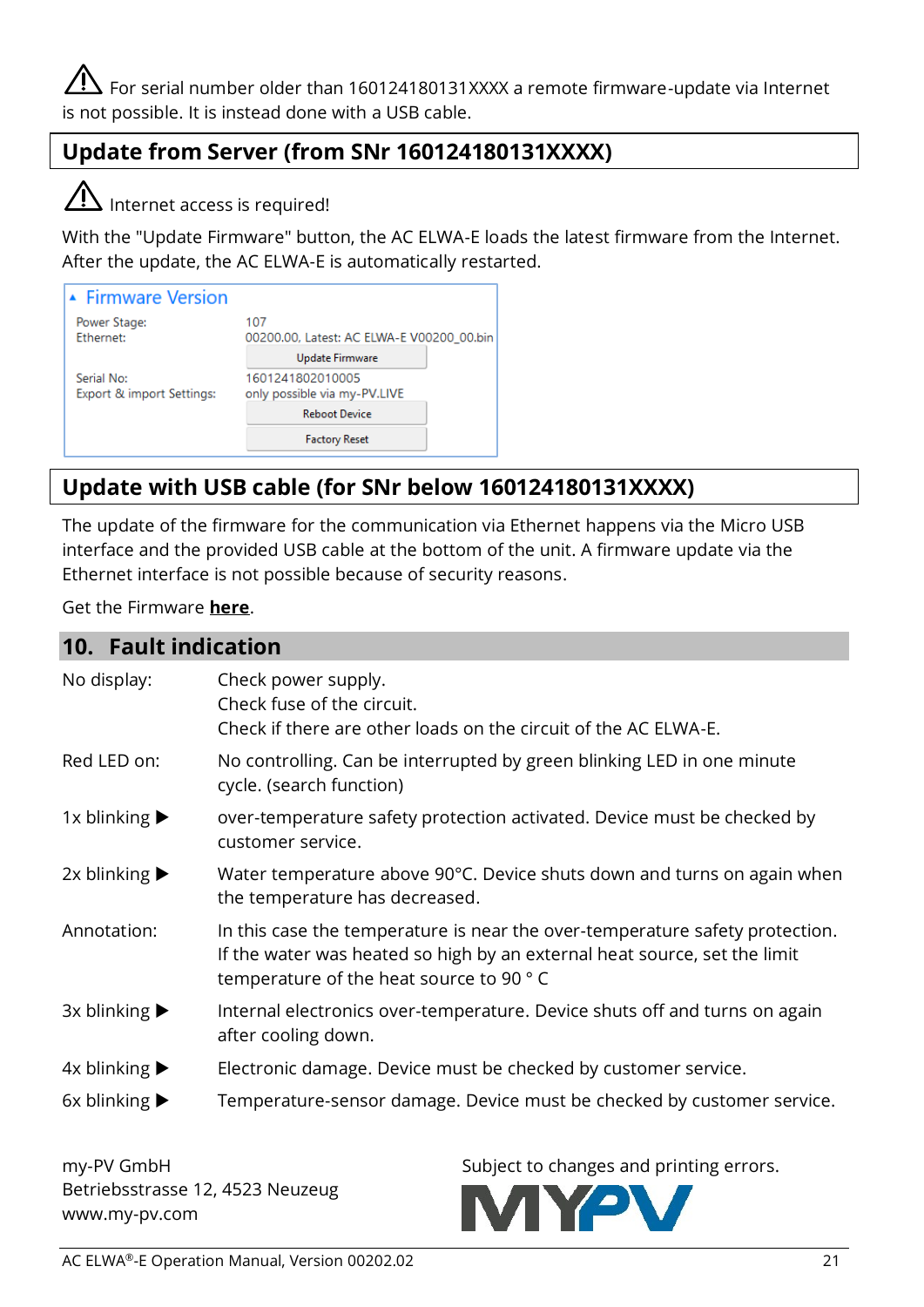⚠ For serial number older than 160124180131XXXX a remote firmware-update via Internet is not possible. It is instead done with a USB cable.

## Update from Server (from SNr 160124180131XXXX)

⚠ Internet access is required!

With the "Update Firmware" button, the AC ELWA-E loads the latest firmware from the Internet. After the update, the AC ELWA-E is automatically restarted.

**Firmware Version**

| | |
|---|---|
| Power Stage: | 107 |
| Ethernet: | 00200.00, Latest: AC ELWA-E V00200_00.bin |
| | Update Firmware |
| Serial No: | 1601241802010005 |
| Export & import Settings: | only possible via my-PV.LIVE |
| | Reboot Device |
| | Factory Reset |

## Update with USB cable (for SNr below 160124180131XXXX)

The update of the firmware for the communication via Ethernet happens via the Micro USB interface and the provided USB cable at the bottom of the unit. A firmware update via the Ethernet interface is not possible because of security reasons.

Get the Firmware **here**.

## 10. Fault indication

| | |
|---|---|
| No display: | Check power supply.<br>Check fuse of the circuit.<br>Check if there are other loads on the circuit of the AC ELWA-E. |
| Red LED on: | No controlling. Can be interrupted by green blinking LED in one minute cycle. (search function) |
| 1x blinking ▶ | over-temperature safety protection activated. Device must be checked by customer service. |
| 2x blinking ▶ | Water temperature above 90°C. Device shuts down and turns on again when the temperature has decreased. |
| Annotation: | In this case the temperature is near the over-temperature safety protection. If the water was heated so high by an external heat source, set the limit temperature of the heat source to 90 ° C |
| 3x blinking ▶ | Internal electronics over-temperature. Device shuts off and turns on again after cooling down. |
| 4x blinking ▶ | Electronic damage. Device must be checked by customer service. |
| 6x blinking ▶ | Temperature-sensor damage. Device must be checked by customer service. |

my-PV GmbH
Betriebsstrasse 12, 4523 Neuzeug
www.my-pv.com

Subject to changes and printing errors.

MYPV